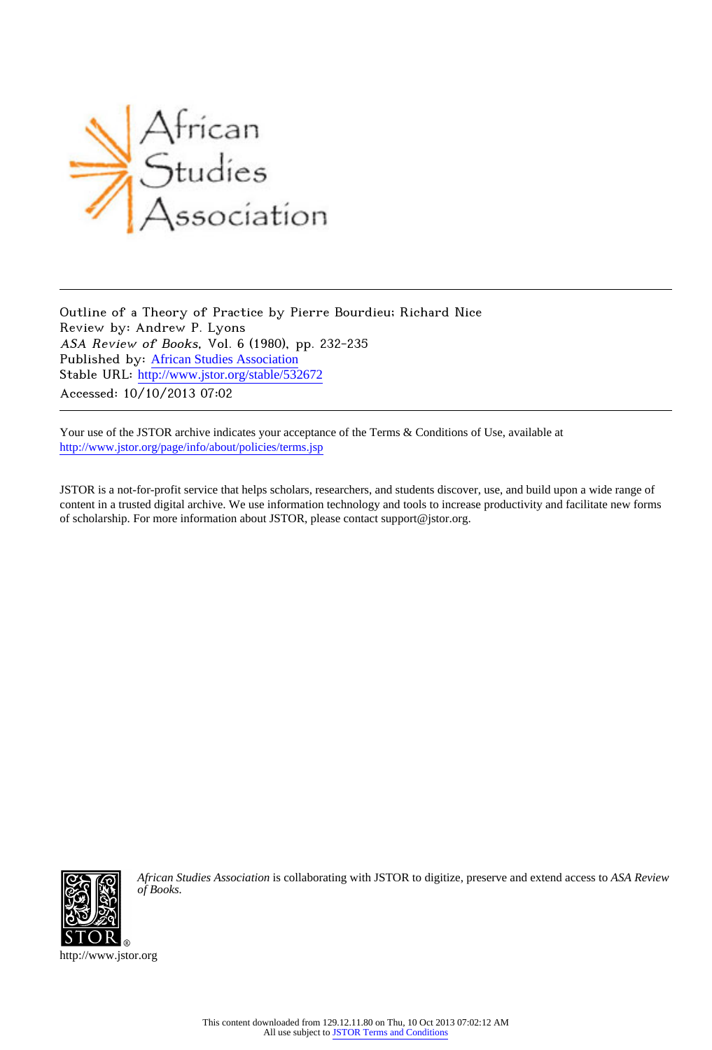Outline of a Theory of Practice by Pierre Bourdieu; Richard Nice
Review by: Andrew P. Lyons
*ASA Review of Books*, Vol. 6 (1980), pp. 232-235
Published by: African Studies Association
Stable URL: http://www.jstor.org/stable/532672
Accessed: 10/10/2013 07:02

Your use of the JSTOR archive indicates your acceptance of the Terms & Conditions of Use, available at
http://www.jstor.org/page/info/about/policies/terms.jsp

JSTOR is a not-for-profit service that helps scholars, researchers, and students discover, use, and build upon a wide range of content in a trusted digital archive. We use information technology and tools to increase productivity and facilitate new forms of scholarship. For more information about JSTOR, please contact support@jstor.org.

*African Studies Association* is collaborating with JSTOR to digitize, preserve and extend access to *ASA Review of Books.*

http://www.jstor.org

This content downloaded from 129.12.11.80 on Thu, 10 Oct 2013 07:02:12 AM
All use subject to JSTOR Terms and Conditions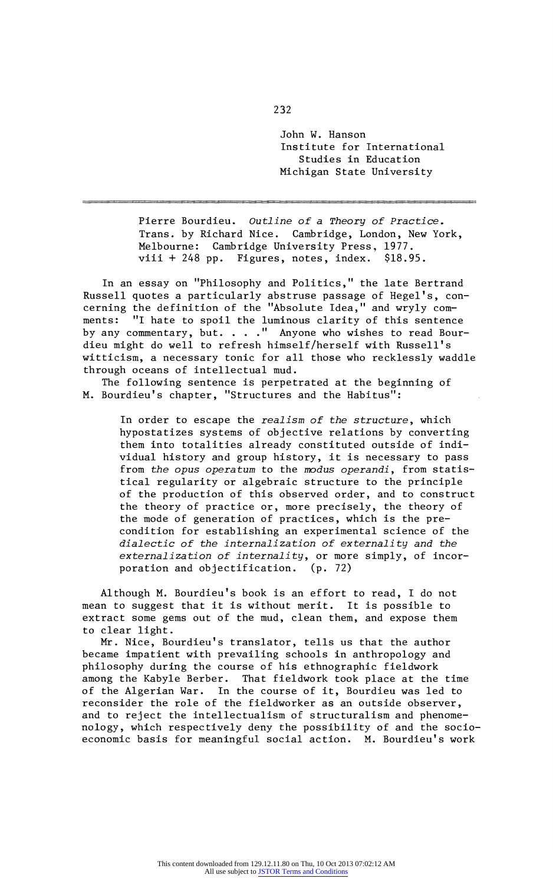John W. Hanson
Institute for International Studies in Education
Michigan State University

---

Pierre Bourdieu. *Outline of a Theory of Practice.* Trans. by Richard Nice. Cambridge, London, New York, Melbourne: Cambridge University Press, 1977. viii + 248 pp. Figures, notes, index. $18.95.

In an essay on "Philosophy and Politics," the late Bertrand Russell quotes a particularly abstruse passage of Hegel's, concerning the definition of the "Absolute Idea," and wryly comments: "I hate to spoil the luminous clarity of this sentence by any commentary, but. . . ." Anyone who wishes to read Bourdieu might do well to refresh himself/herself with Russell's witticism, a necessary tonic for all those who recklessly waddle through oceans of intellectual mud.

The following sentence is perpetrated at the beginning of M. Bourdieu's chapter, "Structures and the Habitus":

> In order to escape the *realism of the structure*, which hypostatizes systems of objective relations by converting them into totalities already constituted outside of individual history and group history, it is necessary to pass from *the opus operatum* to the *modus operandi*, from statistical regularity or algebraic structure to the principle of the production of this observed order, and to construct the theory of practice or, more precisely, the theory of the mode of generation of practices, which is the precondition for establishing an experimental science of the *dialectic of the internalization of externality and the externalization of internality*, or more simply, of incorporation and objectification. (p. 72)

Although M. Bourdieu's book is an effort to read, I do not mean to suggest that it is without merit. It is possible to extract some gems out of the mud, clean them, and expose them to clear light.

Mr. Nice, Bourdieu's translator, tells us that the author became impatient with prevailing schools in anthropology and philosophy during the course of his ethnographic fieldwork among the Kabyle Berber. That fieldwork took place at the time of the Algerian War. In the course of it, Bourdieu was led to reconsider the role of the fieldworker as an outside observer, and to reject the intellectualism of structuralism and phenomenology, which respectively deny the possibility of and the socio-economic basis for meaningful social action. M. Bourdieu's work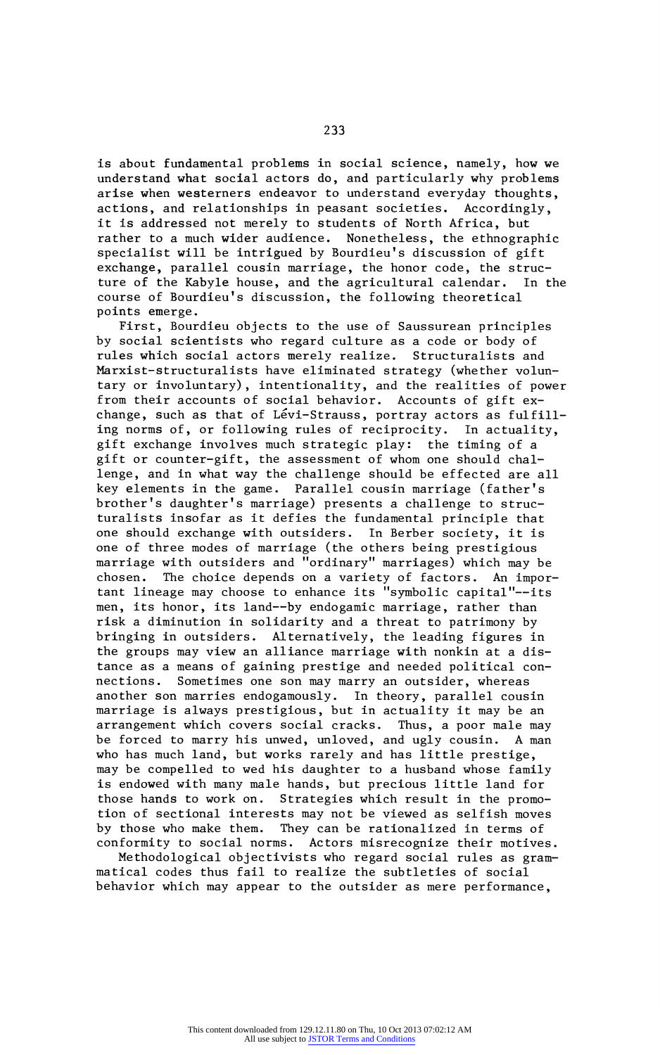is about fundamental problems in social science, namely, how we understand what social actors do, and particularly why problems arise when westerners endeavor to understand everyday thoughts, actions, and relationships in peasant societies. Accordingly, it is addressed not merely to students of North Africa, but rather to a much wider audience. Nonetheless, the ethnographic specialist will be intrigued by Bourdieu's discussion of gift exchange, parallel cousin marriage, the honor code, the structure of the Kabyle house, and the agricultural calendar. In the course of Bourdieu's discussion, the following theoretical points emerge.

First, Bourdieu objects to the use of Saussurean principles by social scientists who regard culture as a code or body of rules which social actors merely realize. Structuralists and Marxist-structuralists have eliminated strategy (whether voluntary or involuntary), intentionality, and the realities of power from their accounts of social behavior. Accounts of gift exchange, such as that of Lévi-Strauss, portray actors as fulfilling norms of, or following rules of reciprocity. In actuality, gift exchange involves much strategic play: the timing of a gift or counter-gift, the assessment of whom one should challenge, and in what way the challenge should be effected are all key elements in the game. Parallel cousin marriage (father's brother's daughter's marriage) presents a challenge to structuralists insofar as it defies the fundamental principle that one should exchange with outsiders. In Berber society, it is one of three modes of marriage (the others being prestigious marriage with outsiders and "ordinary" marriages) which may be chosen. The choice depends on a variety of factors. An important lineage may choose to enhance its "symbolic capital"--its men, its honor, its land--by endogamic marriage, rather than risk a diminution in solidarity and a threat to patrimony by bringing in outsiders. Alternatively, the leading figures in the groups may view an alliance marriage with nonkin at a distance as a means of gaining prestige and needed political connections. Sometimes one son may marry an outsider, whereas another son marries endogamously. In theory, parallel cousin marriage is always prestigious, but in actuality it may be an arrangement which covers social cracks. Thus, a poor male may be forced to marry his unwed, unloved, and ugly cousin. A man who has much land, but works rarely and has little prestige, may be compelled to wed his daughter to a husband whose family is endowed with many male hands, but precious little land for those hands to work on. Strategies which result in the promotion of sectional interests may not be viewed as selfish moves by those who make them. They can be rationalized in terms of conformity to social norms. Actors misrecognize their motives.

Methodological objectivists who regard social rules as grammatical codes thus fail to realize the subtleties of social behavior which may appear to the outsider as mere performance,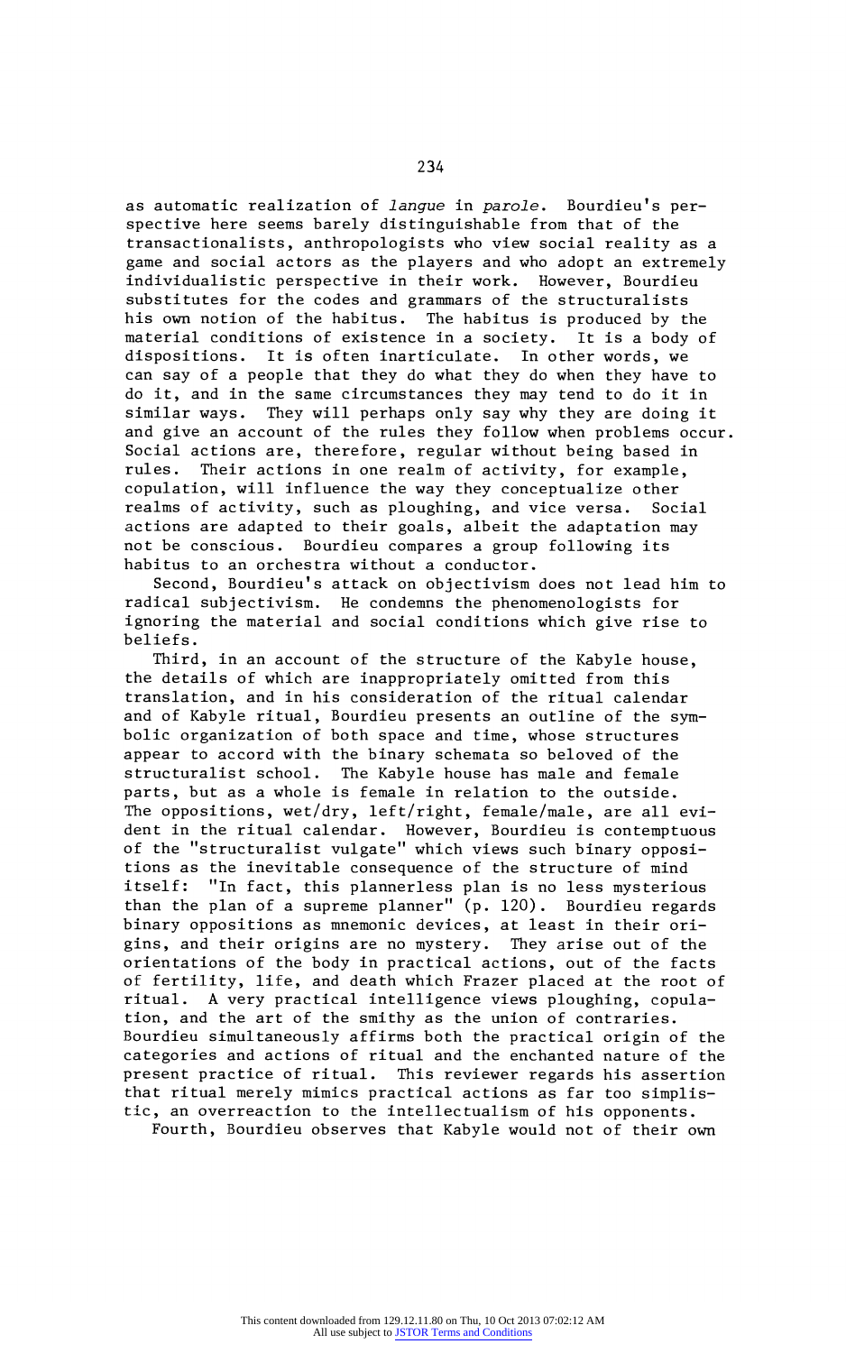as automatic realization of *langue* in *parole*. Bourdieu's perspective here seems barely distinguishable from that of the transactionalists, anthropologists who view social reality as a game and social actors as the players and who adopt an extremely individualistic perspective in their work. However, Bourdieu substitutes for the codes and grammars of the structuralists his own notion of the habitus. The habitus is produced by the material conditions of existence in a society. It is a body of dispositions. It is often inarticulate. In other words, we can say of a people that they do what they do when they have to do it, and in the same circumstances they may tend to do it in similar ways. They will perhaps only say why they are doing it and give an account of the rules they follow when problems occur. Social actions are, therefore, regular without being based in rules. Their actions in one realm of activity, for example, copulation, will influence the way they conceptualize other realms of activity, such as ploughing, and vice versa. Social actions are adapted to their goals, albeit the adaptation may not be conscious. Bourdieu compares a group following its habitus to an orchestra without a conductor.

Second, Bourdieu's attack on objectivism does not lead him to radical subjectivism. He condemns the phenomenologists for ignoring the material and social conditions which give rise to beliefs.

Third, in an account of the structure of the Kabyle house, the details of which are inappropriately omitted from this translation, and in his consideration of the ritual calendar and of Kabyle ritual, Bourdieu presents an outline of the symbolic organization of both space and time, whose structures appear to accord with the binary schemata so beloved of the structuralist school. The Kabyle house has male and female parts, but as a whole is female in relation to the outside. The oppositions, wet/dry, left/right, female/male, are all evident in the ritual calendar. However, Bourdieu is contemptuous of the "structuralist vulgate" which views such binary oppositions as the inevitable consequence of the structure of mind itself: "In fact, this plannerless plan is no less mysterious than the plan of a supreme planner" (p. 120). Bourdieu regards binary oppositions as mnemonic devices, at least in their origins, and their origins are no mystery. They arise out of the orientations of the body in practical actions, out of the facts of fertility, life, and death which Frazer placed at the root of ritual. A very practical intelligence views ploughing, copulation, and the art of the smithy as the union of contraries. Bourdieu simultaneously affirms both the practical origin of the categories and actions of ritual and the enchanted nature of the present practice of ritual. This reviewer regards his assertion that ritual merely mimics practical actions as far too simplistic, an overreaction to the intellectualism of his opponents.

Fourth, Bourdieu observes that Kabyle would not of their own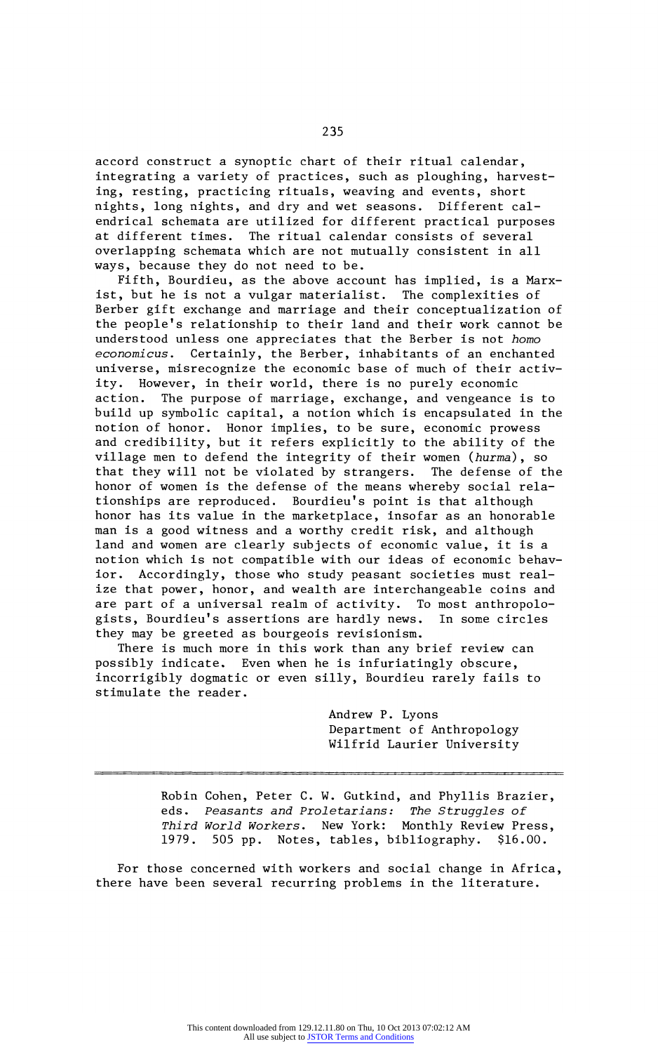accord construct a synoptic chart of their ritual calendar, integrating a variety of practices, such as ploughing, harvesting, resting, practicing rituals, weaving and events, short nights, long nights, and dry and wet seasons. Different calendrical schemata are utilized for different practical purposes at different times. The ritual calendar consists of several overlapping schemata which are not mutually consistent in all ways, because they do not need to be.

Fifth, Bourdieu, as the above account has implied, is a Marxist, but he is not a vulgar materialist. The complexities of Berber gift exchange and marriage and their conceptualization of the people's relationship to their land and their work cannot be understood unless one appreciates that the Berber is not *homo economicus*. Certainly, the Berber, inhabitants of an enchanted universe, misrecognize the economic base of much of their activity. However, in their world, there is no purely economic action. The purpose of marriage, exchange, and vengeance is to build up symbolic capital, a notion which is encapsulated in the notion of honor. Honor implies, to be sure, economic prowess and credibility, but it refers explicitly to the ability of the village men to defend the integrity of their women (*hurma*), so that they will not be violated by strangers. The defense of the honor of women is the defense of the means whereby social relationships are reproduced. Bourdieu's point is that although honor has its value in the marketplace, insofar as an honorable man is a good witness and a worthy credit risk, and although land and women are clearly subjects of economic value, it is a notion which is not compatible with our ideas of economic behavior. Accordingly, those who study peasant societies must realize that power, honor, and wealth are interchangeable coins and are part of a universal realm of activity. To most anthropologists, Bourdieu's assertions are hardly news. In some circles they may be greeted as bourgeois revisionism.

There is much more in this work than any brief review can possibly indicate. Even when he is infuriatingly obscure, incorrigibly dogmatic or even silly, Bourdieu rarely fails to stimulate the reader.

Andrew P. Lyons
Department of Anthropology
Wilfrid Laurier University

---

Robin Cohen, Peter C. W. Gutkind, and Phyllis Brazier, eds. *Peasants and Proletarians: The Struggles of Third World Workers*. New York: Monthly Review Press, 1979. 505 pp. Notes, tables, bibliography. $16.00.

For those concerned with workers and social change in Africa, there have been several recurring problems in the literature.